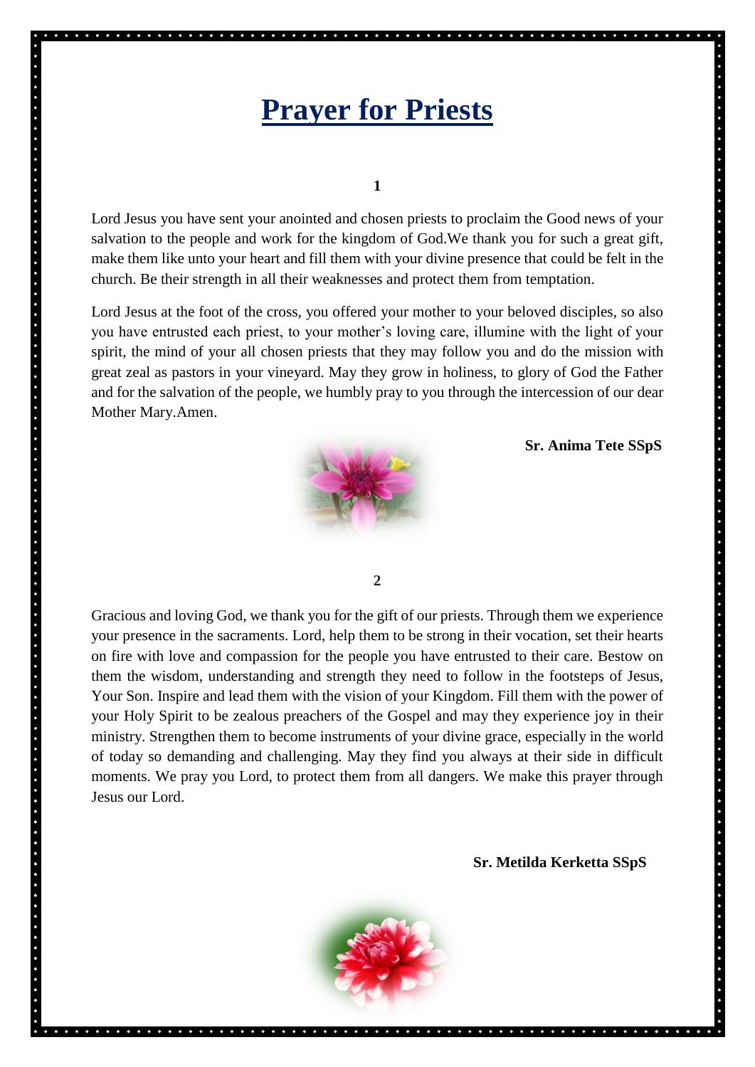# Prayer for Priests

**1**

Lord Jesus you have sent your anointed and chosen priests to proclaim the Good news of your salvation to the people and work for the kingdom of God.We thank you for such a great gift, make them like unto your heart and fill them with your divine presence that could be felt in the church. Be their strength in all their weaknesses and protect them from temptation.

Lord Jesus at the foot of the cross, you offered your mother to your beloved disciples, so also you have entrusted each priest, to your mother's loving care, illumine with the light of your spirit, the mind of your all chosen priests that they may follow you and do the mission with great zeal as pastors in your vineyard. May they grow in holiness, to glory of God the Father and for the salvation of the people, we humbly pray to you through the intercession of our dear Mother Mary.Amen.

**Sr. Anima Tete SSpS**

**2**

Gracious and loving God, we thank you for the gift of our priests. Through them we experience your presence in the sacraments. Lord, help them to be strong in their vocation, set their hearts on fire with love and compassion for the people you have entrusted to their care. Bestow on them the wisdom, understanding and strength they need to follow in the footsteps of Jesus, Your Son. Inspire and lead them with the vision of your Kingdom. Fill them with the power of your Holy Spirit to be zealous preachers of the Gospel and may they experience joy in their ministry. Strengthen them to become instruments of your divine grace, especially in the world of today so demanding and challenging. May they find you always at their side in difficult moments. We pray you Lord, to protect them from all dangers. We make this prayer through Jesus our Lord.

**Sr. Metilda Kerketta SSpS**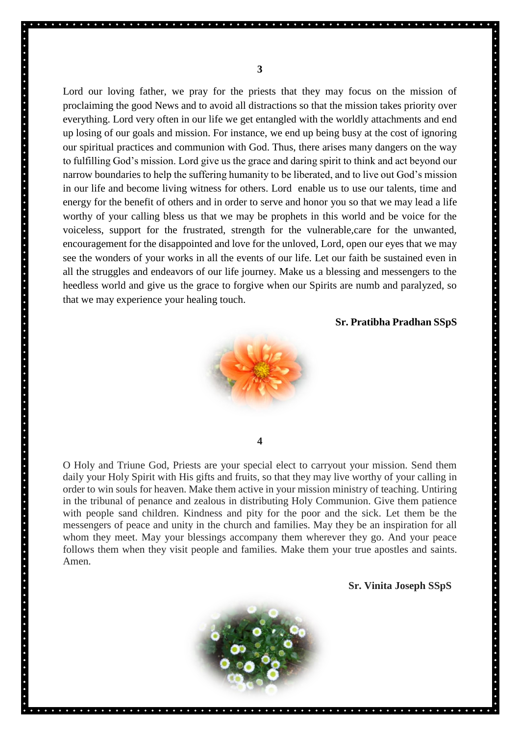**3**

Lord our loving father, we pray for the priests that they may focus on the mission of proclaiming the good News and to avoid all distractions so that the mission takes priority over everything. Lord very often in our life we get entangled with the worldly attachments and end up losing of our goals and mission. For instance, we end up being busy at the cost of ignoring our spiritual practices and communion with God. Thus, there arises many dangers on the way to fulfilling God's mission. Lord give us the grace and daring spirit to think and act beyond our narrow boundaries to help the suffering humanity to be liberated, and to live out God's mission in our life and become living witness for others. Lord enable us to use our talents, time and energy for the benefit of others and in order to serve and honor you so that we may lead a life worthy of your calling bless us that we may be prophets in this world and be voice for the voiceless, support for the frustrated, strength for the vulnerable,care for the unwanted, encouragement for the disappointed and love for the unloved, Lord, open our eyes that we may see the wonders of your works in all the events of our life. Let our faith be sustained even in all the struggles and endeavors of our life journey. Make us a blessing and messengers to the heedless world and give us the grace to forgive when our Spirits are numb and paralyzed, so that we may experience your healing touch.

**Sr. Pratibha Pradhan SSpS**

**4**

O Holy and Triune God, Priests are your special elect to carryout your mission. Send them daily your Holy Spirit with His gifts and fruits, so that they may live worthy of your calling in order to win souls for heaven. Make them active in your mission ministry of teaching. Untiring in the tribunal of penance and zealous in distributing Holy Communion. Give them patience with people sand children. Kindness and pity for the poor and the sick. Let them be the messengers of peace and unity in the church and families. May they be an inspiration for all whom they meet. May your blessings accompany them wherever they go. And your peace follows them when they visit people and families. Make them your true apostles and saints. Amen.

**Sr. Vinita Joseph SSpS**